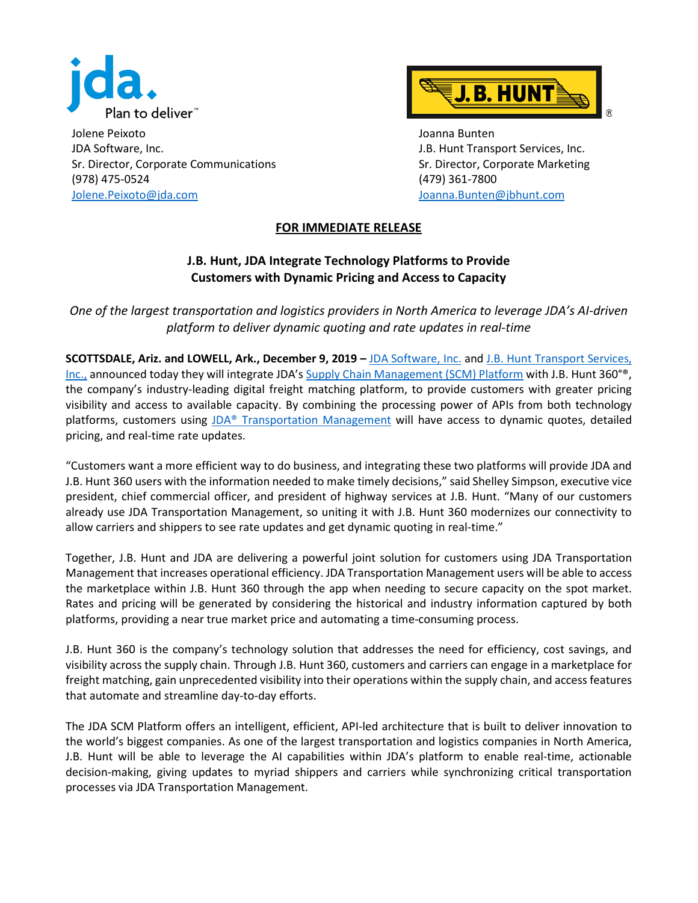Jolene Peixoto
JDA Software, Inc.
Sr. Director, Corporate Communications
(978) 475-0524
Jolene.Peixoto@jda.com

Joanna Bunten
J.B. Hunt Transport Services, Inc.
Sr. Director, Corporate Marketing
(479) 361-7800
Joanna.Bunten@jbhunt.com

**FOR IMMEDIATE RELEASE**

## J.B. Hunt, JDA Integrate Technology Platforms to Provide Customers with Dynamic Pricing and Access to Capacity

*One of the largest transportation and logistics providers in North America to leverage JDA's AI-driven platform to deliver dynamic quoting and rate updates in real-time*

**SCOTTSDALE, Ariz. and LOWELL, Ark., December 9, 2019 –** JDA Software, Inc. and J.B. Hunt Transport Services, Inc., announced today they will integrate JDA's Supply Chain Management (SCM) Platform with J.B. Hunt 360°®, the company's industry-leading digital freight matching platform, to provide customers with greater pricing visibility and access to available capacity. By combining the processing power of APIs from both technology platforms, customers using JDA® Transportation Management will have access to dynamic quotes, detailed pricing, and real-time rate updates.

"Customers want a more efficient way to do business, and integrating these two platforms will provide JDA and J.B. Hunt 360 users with the information needed to make timely decisions," said Shelley Simpson, executive vice president, chief commercial officer, and president of highway services at J.B. Hunt. "Many of our customers already use JDA Transportation Management, so uniting it with J.B. Hunt 360 modernizes our connectivity to allow carriers and shippers to see rate updates and get dynamic quoting in real-time."

Together, J.B. Hunt and JDA are delivering a powerful joint solution for customers using JDA Transportation Management that increases operational efficiency. JDA Transportation Management users will be able to access the marketplace within J.B. Hunt 360 through the app when needing to secure capacity on the spot market. Rates and pricing will be generated by considering the historical and industry information captured by both platforms, providing a near true market price and automating a time-consuming process.

J.B. Hunt 360 is the company's technology solution that addresses the need for efficiency, cost savings, and visibility across the supply chain. Through J.B. Hunt 360, customers and carriers can engage in a marketplace for freight matching, gain unprecedented visibility into their operations within the supply chain, and access features that automate and streamline day-to-day efforts.

The JDA SCM Platform offers an intelligent, efficient, API-led architecture that is built to deliver innovation to the world's biggest companies. As one of the largest transportation and logistics companies in North America, J.B. Hunt will be able to leverage the AI capabilities within JDA's platform to enable real-time, actionable decision-making, giving updates to myriad shippers and carriers while synchronizing critical transportation processes via JDA Transportation Management.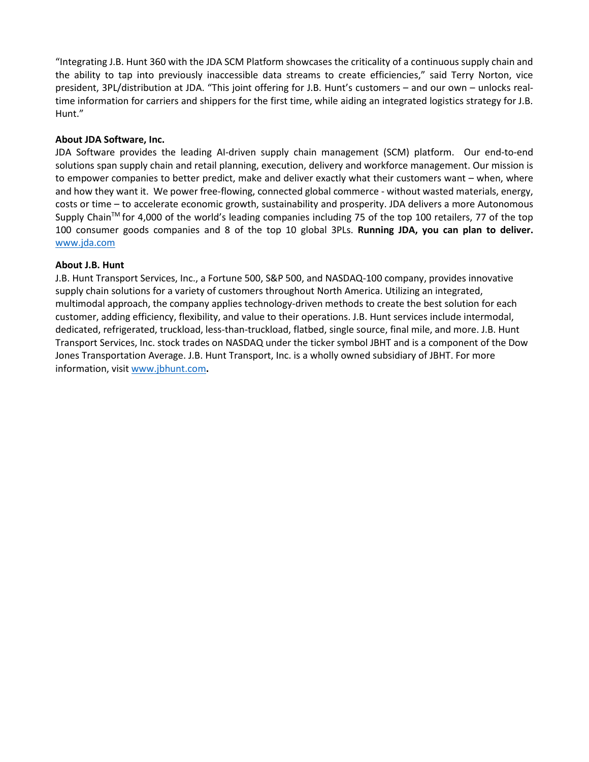"Integrating J.B. Hunt 360 with the JDA SCM Platform showcases the criticality of a continuous supply chain and the ability to tap into previously inaccessible data streams to create efficiencies," said Terry Norton, vice president, 3PL/distribution at JDA. "This joint offering for J.B. Hunt's customers – and our own – unlocks real-time information for carriers and shippers for the first time, while aiding an integrated logistics strategy for J.B. Hunt."

**About JDA Software, Inc.**
JDA Software provides the leading AI-driven supply chain management (SCM) platform. Our end-to-end solutions span supply chain and retail planning, execution, delivery and workforce management. Our mission is to empower companies to better predict, make and deliver exactly what their customers want – when, where and how they want it. We power free-flowing, connected global commerce - without wasted materials, energy, costs or time – to accelerate economic growth, sustainability and prosperity. JDA delivers a more Autonomous Supply Chain™ for 4,000 of the world's leading companies including 75 of the top 100 retailers, 77 of the top 100 consumer goods companies and 8 of the top 10 global 3PLs. **Running JDA, you can plan to deliver.** www.jda.com

**About J.B. Hunt**
J.B. Hunt Transport Services, Inc., a Fortune 500, S&P 500, and NASDAQ-100 company, provides innovative supply chain solutions for a variety of customers throughout North America. Utilizing an integrated, multimodal approach, the company applies technology-driven methods to create the best solution for each customer, adding efficiency, flexibility, and value to their operations. J.B. Hunt services include intermodal, dedicated, refrigerated, truckload, less-than-truckload, flatbed, single source, final mile, and more. J.B. Hunt Transport Services, Inc. stock trades on NASDAQ under the ticker symbol JBHT and is a component of the Dow Jones Transportation Average. J.B. Hunt Transport, Inc. is a wholly owned subsidiary of JBHT. For more information, visit www.jbhunt.com**.**